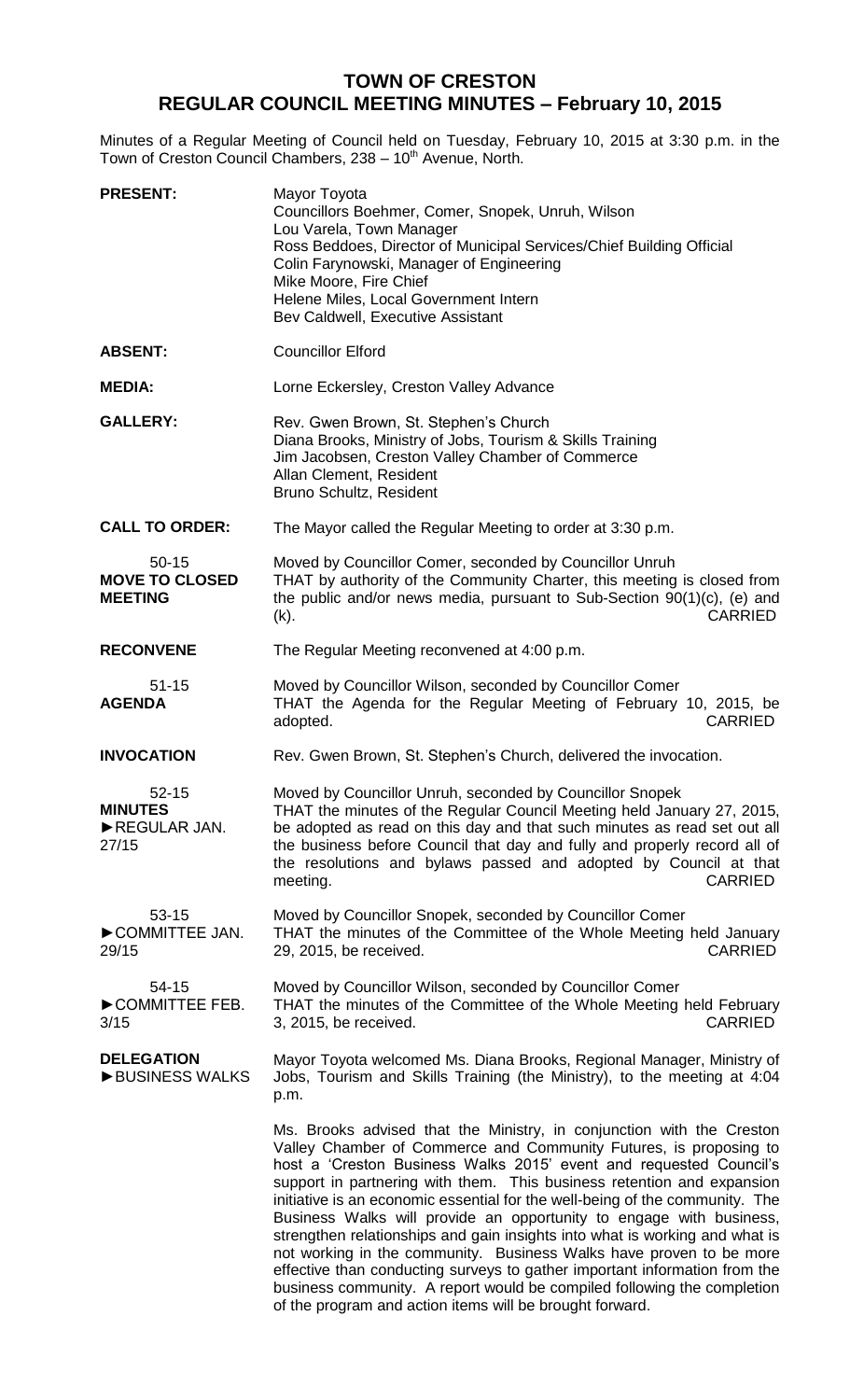# TOWN OF CRESTON
## REGULAR COUNCIL MEETING MINUTES – February 10, 2015

Minutes of a Regular Meeting of Council held on Tuesday, February 10, 2015 at 3:30 p.m. in the Town of Creston Council Chambers, 238 – 10th Avenue, North.

**PRESENT:** Mayor Toyota
Councillors Boehmer, Comer, Snopek, Unruh, Wilson
Lou Varela, Town Manager
Ross Beddoes, Director of Municipal Services/Chief Building Official
Colin Farynowski, Manager of Engineering
Mike Moore, Fire Chief
Helene Miles, Local Government Intern
Bev Caldwell, Executive Assistant

**ABSENT:** Councillor Elford

**MEDIA:** Lorne Eckersley, Creston Valley Advance

**GALLERY:** Rev. Gwen Brown, St. Stephen's Church
Diana Brooks, Ministry of Jobs, Tourism & Skills Training
Jim Jacobsen, Creston Valley Chamber of Commerce
Allan Clement, Resident
Bruno Schultz, Resident

**CALL TO ORDER:** The Mayor called the Regular Meeting to order at 3:30 p.m.

50-15
**MOVE TO CLOSED MEETING**
Moved by Councillor Comer, seconded by Councillor Unruh
THAT by authority of the Community Charter, this meeting is closed from the public and/or news media, pursuant to Sub-Section 90(1)(c), (e) and (k). CARRIED

**RECONVENE** The Regular Meeting reconvened at 4:00 p.m.

51-15
**AGENDA**
Moved by Councillor Wilson, seconded by Councillor Comer
THAT the Agenda for the Regular Meeting of February 10, 2015, be adopted. CARRIED

**INVOCATION** Rev. Gwen Brown, St. Stephen's Church, delivered the invocation.

52-15
**MINUTES**
►REGULAR JAN. 27/15
Moved by Councillor Unruh, seconded by Councillor Snopek
THAT the minutes of the Regular Council Meeting held January 27, 2015, be adopted as read on this day and that such minutes as read set out all the business before Council that day and fully and properly record all of the resolutions and bylaws passed and adopted by Council at that meeting. CARRIED

53-15
►COMMITTEE JAN. 29/15
Moved by Councillor Snopek, seconded by Councillor Comer
THAT the minutes of the Committee of the Whole Meeting held January 29, 2015, be received. CARRIED

54-15
►COMMITTEE FEB. 3/15
Moved by Councillor Wilson, seconded by Councillor Comer
THAT the minutes of the Committee of the Whole Meeting held February 3, 2015, be received. CARRIED

**DELEGATION**
►BUSINESS WALKS
Mayor Toyota welcomed Ms. Diana Brooks, Regional Manager, Ministry of Jobs, Tourism and Skills Training (the Ministry), to the meeting at 4:04 p.m.

Ms. Brooks advised that the Ministry, in conjunction with the Creston Valley Chamber of Commerce and Community Futures, is proposing to host a 'Creston Business Walks 2015' event and requested Council's support in partnering with them. This business retention and expansion initiative is an economic essential for the well-being of the community. The Business Walks will provide an opportunity to engage with business, strengthen relationships and gain insights into what is working and what is not working in the community. Business Walks have proven to be more effective than conducting surveys to gather important information from the business community. A report would be compiled following the completion of the program and action items will be brought forward.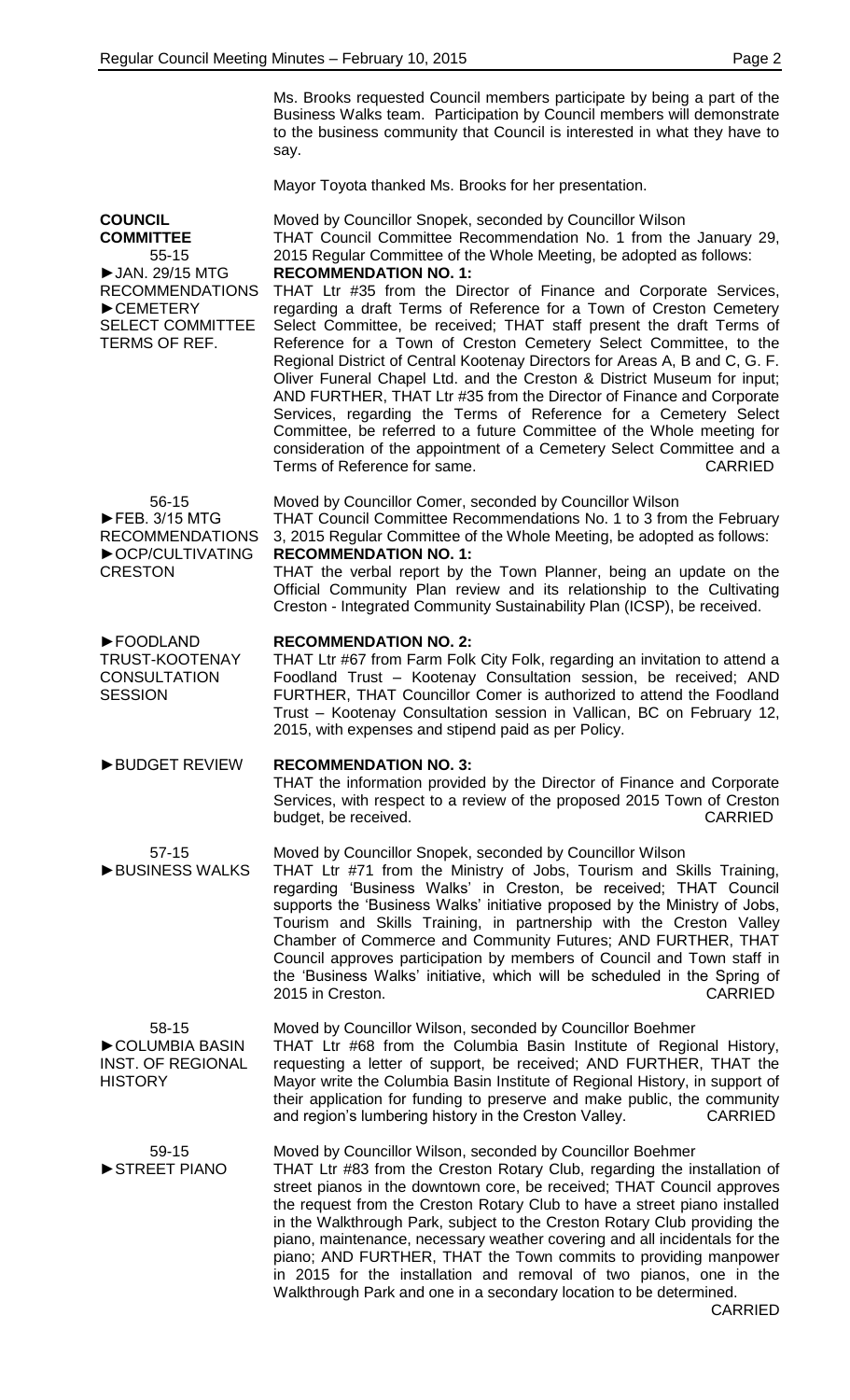Ms. Brooks requested Council members participate by being a part of the Business Walks team. Participation by Council members will demonstrate to the business community that Council is interested in what they have to say.

Mayor Toyota thanked Ms. Brooks for her presentation.

**COUNCIL COMMITTEE**
55-15
►JAN. 29/15 MTG RECOMMENDATIONS
►CEMETERY SELECT COMMITTEE TERMS OF REF.

Moved by Councillor Snopek, seconded by Councillor Wilson
THAT Council Committee Recommendation No. 1 from the January 29, 2015 Regular Committee of the Whole Meeting, be adopted as follows:

**RECOMMENDATION NO. 1:**
THAT Ltr #35 from the Director of Finance and Corporate Services, regarding a draft Terms of Reference for a Town of Creston Cemetery Select Committee, be received; THAT staff present the draft Terms of Reference for a Town of Creston Cemetery Select Committee, to the Regional District of Central Kootenay Directors for Areas A, B and C, G. F. Oliver Funeral Chapel Ltd. and the Creston & District Museum for input; AND FURTHER, THAT Ltr #35 from the Director of Finance and Corporate Services, regarding the Terms of Reference for a Cemetery Select Committee, be referred to a future Committee of the Whole meeting for consideration of the appointment of a Cemetery Select Committee and a Terms of Reference for same. CARRIED

56-15
►FEB. 3/15 MTG RECOMMENDATIONS
►OCP/CULTIVATING CRESTON

Moved by Councillor Comer, seconded by Councillor Wilson
THAT Council Committee Recommendations No. 1 to 3 from the February 3, 2015 Regular Committee of the Whole Meeting, be adopted as follows:

**RECOMMENDATION NO. 1:**
THAT the verbal report by the Town Planner, being an update on the Official Community Plan review and its relationship to the Cultivating Creston - Integrated Community Sustainability Plan (ICSP), be received.

►FOODLAND TRUST-KOOTENAY CONSULTATION SESSION

**RECOMMENDATION NO. 2:**
THAT Ltr #67 from Farm Folk City Folk, regarding an invitation to attend a Foodland Trust – Kootenay Consultation session, be received; AND FURTHER, THAT Councillor Comer is authorized to attend the Foodland Trust – Kootenay Consultation session in Vallican, BC on February 12, 2015, with expenses and stipend paid as per Policy.

►BUDGET REVIEW

**RECOMMENDATION NO. 3:**
THAT the information provided by the Director of Finance and Corporate Services, with respect to a review of the proposed 2015 Town of Creston budget, be received. CARRIED

57-15
►BUSINESS WALKS

Moved by Councillor Snopek, seconded by Councillor Wilson
THAT Ltr #71 from the Ministry of Jobs, Tourism and Skills Training, regarding 'Business Walks' in Creston, be received; THAT Council supports the 'Business Walks' initiative proposed by the Ministry of Jobs, Tourism and Skills Training, in partnership with the Creston Valley Chamber of Commerce and Community Futures; AND FURTHER, THAT Council approves participation by members of Council and Town staff in the 'Business Walks' initiative, which will be scheduled in the Spring of 2015 in Creston. CARRIED

58-15
►COLUMBIA BASIN INST. OF REGIONAL HISTORY

Moved by Councillor Wilson, seconded by Councillor Boehmer
THAT Ltr #68 from the Columbia Basin Institute of Regional History, requesting a letter of support, be received; AND FURTHER, THAT the Mayor write the Columbia Basin Institute of Regional History, in support of their application for funding to preserve and make public, the community and region's lumbering history in the Creston Valley. CARRIED

59-15
►STREET PIANO

Moved by Councillor Wilson, seconded by Councillor Boehmer
THAT Ltr #83 from the Creston Rotary Club, regarding the installation of street pianos in the downtown core, be received; THAT Council approves the request from the Creston Rotary Club to have a street piano installed in the Walkthrough Park, subject to the Creston Rotary Club providing the piano, maintenance, necessary weather covering and all incidentals for the piano; AND FURTHER, THAT the Town commits to providing manpower in 2015 for the installation and removal of two pianos, one in the Walkthrough Park and one in a secondary location to be determined. CARRIED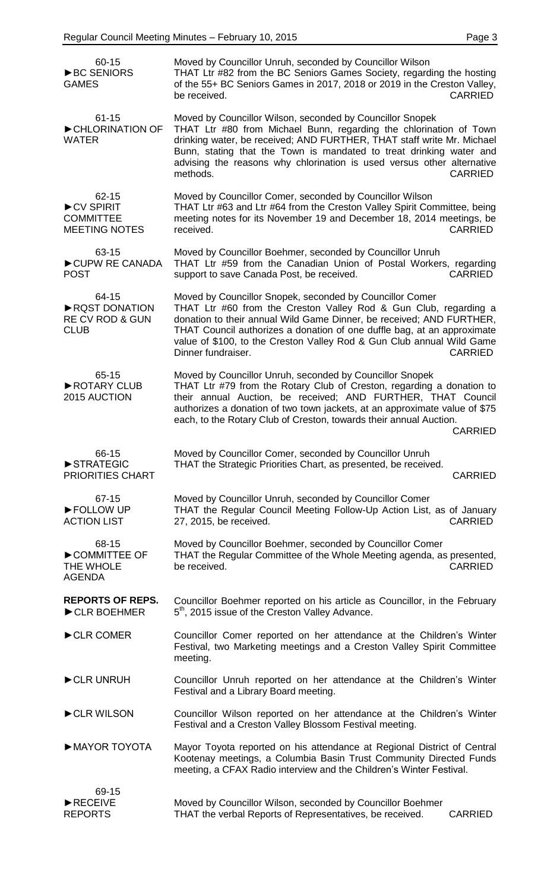60-15
►BC SENIORS GAMES

Moved by Councillor Unruh, seconded by Councillor Wilson
THAT Ltr #82 from the BC Seniors Games Society, regarding the hosting of the 55+ BC Seniors Games in 2017, 2018 or 2019 in the Creston Valley, be received. CARRIED

61-15
►CHLORINATION OF WATER

Moved by Councillor Wilson, seconded by Councillor Snopek
THAT Ltr #80 from Michael Bunn, regarding the chlorination of Town drinking water, be received; AND FURTHER, THAT staff write Mr. Michael Bunn, stating that the Town is mandated to treat drinking water and advising the reasons why chlorination is used versus other alternative methods. CARRIED

62-15
►CV SPIRIT COMMITTEE MEETING NOTES

Moved by Councillor Comer, seconded by Councillor Wilson
THAT Ltr #63 and Ltr #64 from the Creston Valley Spirit Committee, being meeting notes for its November 19 and December 18, 2014 meetings, be received. CARRIED

63-15
►CUPW RE CANADA POST

Moved by Councillor Boehmer, seconded by Councillor Unruh
THAT Ltr #59 from the Canadian Union of Postal Workers, regarding support to save Canada Post, be received. CARRIED

64-15
►RQST DONATION RE CV ROD & GUN CLUB

Moved by Councillor Snopek, seconded by Councillor Comer
THAT Ltr #60 from the Creston Valley Rod & Gun Club, regarding a donation to their annual Wild Game Dinner, be received; AND FURTHER, THAT Council authorizes a donation of one duffle bag, at an approximate value of $100, to the Creston Valley Rod & Gun Club annual Wild Game Dinner fundraiser. CARRIED

65-15
►ROTARY CLUB 2015 AUCTION

Moved by Councillor Unruh, seconded by Councillor Snopek
THAT Ltr #79 from the Rotary Club of Creston, regarding a donation to their annual Auction, be received; AND FURTHER, THAT Council authorizes a donation of two town jackets, at an approximate value of $75 each, to the Rotary Club of Creston, towards their annual Auction. CARRIED

66-15
►STRATEGIC PRIORITIES CHART

Moved by Councillor Comer, seconded by Councillor Unruh
THAT the Strategic Priorities Chart, as presented, be received. CARRIED

67-15
►FOLLOW UP ACTION LIST

Moved by Councillor Unruh, seconded by Councillor Comer
THAT the Regular Council Meeting Follow-Up Action List, as of January 27, 2015, be received. CARRIED

68-15
►COMMITTEE OF THE WHOLE AGENDA

Moved by Councillor Boehmer, seconded by Councillor Comer
THAT the Regular Committee of the Whole Meeting agenda, as presented, be received. CARRIED

**REPORTS OF REPS.**

►CLR BOEHMER

Councillor Boehmer reported on his article as Councillor, in the February 5th, 2015 issue of the Creston Valley Advance.

►CLR COMER

Councillor Comer reported on her attendance at the Children's Winter Festival, two Marketing meetings and a Creston Valley Spirit Committee meeting.

►CLR UNRUH

Councillor Unruh reported on her attendance at the Children's Winter Festival and a Library Board meeting.

►CLR WILSON

Councillor Wilson reported on her attendance at the Children's Winter Festival and a Creston Valley Blossom Festival meeting.

►MAYOR TOYOTA

Mayor Toyota reported on his attendance at Regional District of Central Kootenay meetings, a Columbia Basin Trust Community Directed Funds meeting, a CFAX Radio interview and the Children's Winter Festival.

69-15
►RECEIVE REPORTS

Moved by Councillor Wilson, seconded by Councillor Boehmer
THAT the verbal Reports of Representatives, be received. CARRIED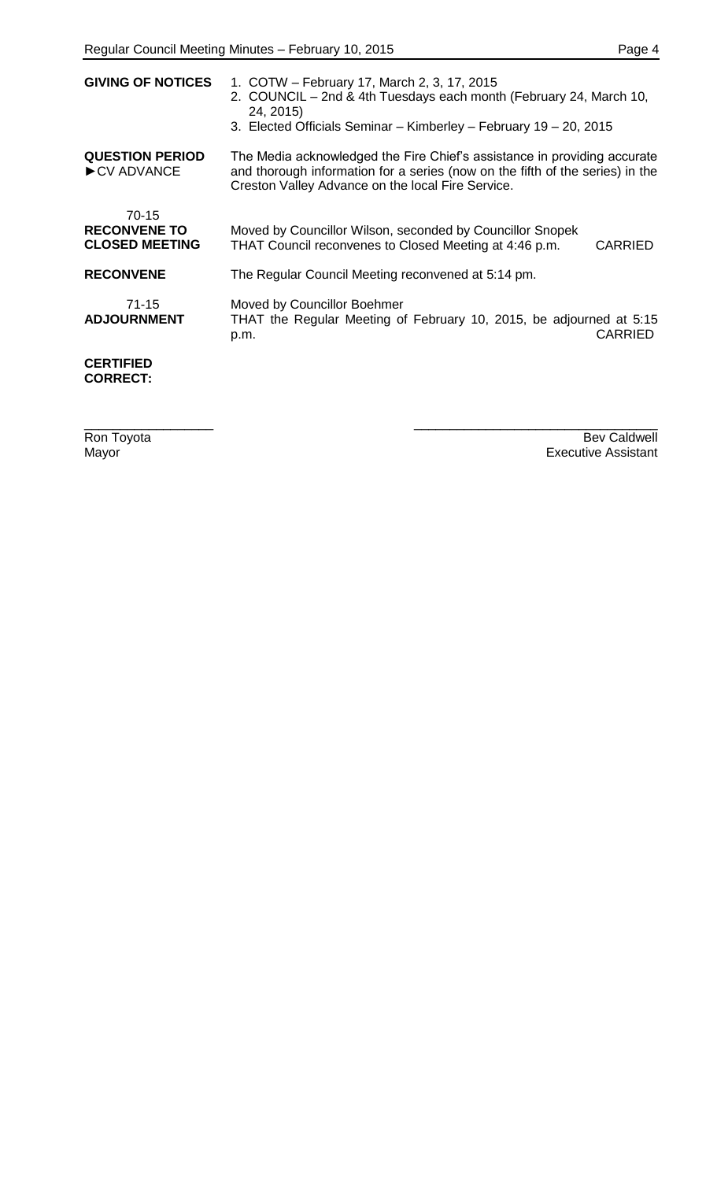**GIVING OF NOTICES**

1. COTW – February 17, March 2, 3, 17, 2015
2. COUNCIL – 2nd & 4th Tuesdays each month (February 24, March 10, 24, 2015)
3. Elected Officials Seminar – Kimberley – February 19 – 20, 2015

**QUESTION PERIOD**
►CV ADVANCE

The Media acknowledged the Fire Chief's assistance in providing accurate and thorough information for a series (now on the fifth of the series) in the Creston Valley Advance on the local Fire Service.

70-15
**RECONVENE TO CLOSED MEETING**

Moved by Councillor Wilson, seconded by Councillor Snopek
THAT Council reconvenes to Closed Meeting at 4:46 p.m. CARRIED

**RECONVENE**

The Regular Council Meeting reconvened at 5:14 pm.

71-15
**ADJOURNMENT**

Moved by Councillor Boehmer
THAT the Regular Meeting of February 10, 2015, be adjourned at 5:15 p.m. CARRIED

**CERTIFIED CORRECT:**

\_\_\_\_\_\_\_\_\_\_\_\_\_\_\_\_\_\_
Ron Toyota
Mayor

\_\_\_\_\_\_\_\_\_\_\_\_\_\_\_\_\_\_
Bev Caldwell
Executive Assistant